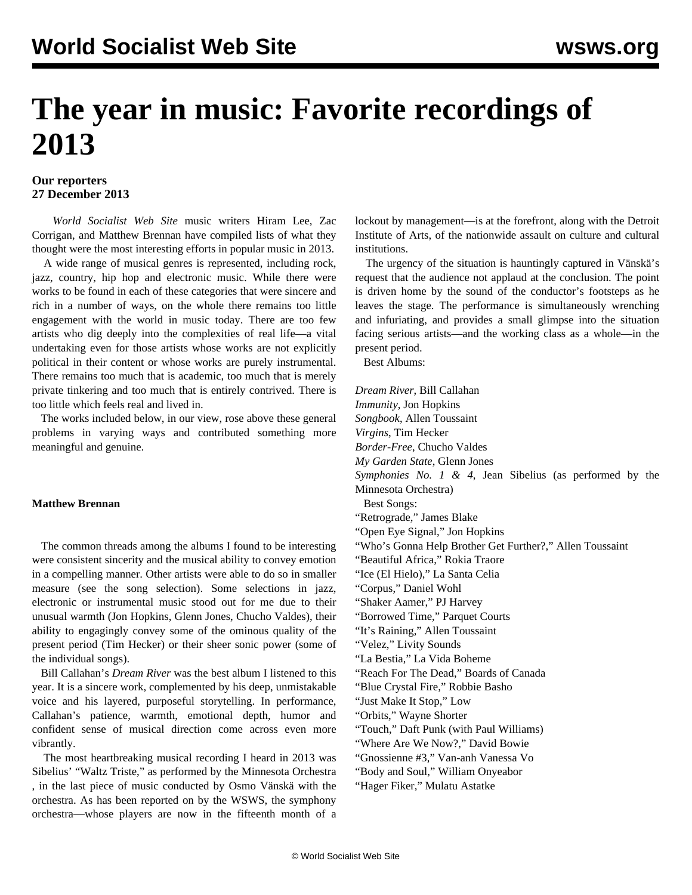# The year in music: Favorite recordings of 2013

**Our reporters**
**27 December 2013**

*World Socialist Web Site* music writers Hiram Lee, Zac Corrigan, and Matthew Brennan have compiled lists of what they thought were the most interesting efforts in popular music in 2013.

A wide range of musical genres is represented, including rock, jazz, country, hip hop and electronic music. While there were works to be found in each of these categories that were sincere and rich in a number of ways, on the whole there remains too little engagement with the world in music today. There are too few artists who dig deeply into the complexities of real life—a vital undertaking even for those artists whose works are not explicitly political in their content or whose works are purely instrumental. There remains too much that is academic, too much that is merely private tinkering and too much that is entirely contrived. There is too little which feels real and lived in.

The works included below, in our view, rose above these general problems in varying ways and contributed something more meaningful and genuine.

**Matthew Brennan**

The common threads among the albums I found to be interesting were consistent sincerity and the musical ability to convey emotion in a compelling manner. Other artists were able to do so in smaller measure (see the song selection). Some selections in jazz, electronic or instrumental music stood out for me due to their unusual warmth (Jon Hopkins, Glenn Jones, Chucho Valdes), their ability to engagingly convey some of the ominous quality of the present period (Tim Hecker) or their sheer sonic power (some of the individual songs).

Bill Callahan's *Dream River* was the best album I listened to this year. It is a sincere work, complemented by his deep, unmistakable voice and his layered, purposeful storytelling. In performance, Callahan's patience, warmth, emotional depth, humor and confident sense of musical direction come across even more vibrantly.

The most heartbreaking musical recording I heard in 2013 was Sibelius' "Waltz Triste," as performed by the Minnesota Orchestra , in the last piece of music conducted by Osmo Vänskä with the orchestra. As has been reported on by the WSWS, the symphony orchestra—whose players are now in the fifteenth month of a lockout by management—is at the forefront, along with the Detroit Institute of Arts, of the nationwide assault on culture and cultural institutions.

The urgency of the situation is hauntingly captured in Vänskä's request that the audience not applaud at the conclusion. The point is driven home by the sound of the conductor's footsteps as he leaves the stage. The performance is simultaneously wrenching and infuriating, and provides a small glimpse into the situation facing serious artists—and the working class as a whole—in the present period.

Best Albums:

*Dream River*, Bill Callahan
*Immunity*, Jon Hopkins
*Songbook*, Allen Toussaint
*Virgins*, Tim Hecker
*Border-Free*, Chucho Valdes
*My Garden State*, Glenn Jones
*Symphonies No. 1 & 4*, Jean Sibelius (as performed by the Minnesota Orchestra)

Best Songs:

"Retrograde," James Blake
"Open Eye Signal," Jon Hopkins
"Who's Gonna Help Brother Get Further?," Allen Toussaint
"Beautiful Africa," Rokia Traore
"Ice (El Hielo)," La Santa Celia
"Corpus," Daniel Wohl
"Shaker Aamer," PJ Harvey
"Borrowed Time," Parquet Courts
"It's Raining," Allen Toussaint
"Velez," Livity Sounds
"La Bestia," La Vida Boheme
"Reach For The Dead," Boards of Canada
"Blue Crystal Fire," Robbie Basho
"Just Make It Stop," Low
"Orbits," Wayne Shorter
"Touch," Daft Punk (with Paul Williams)
"Where Are We Now?," David Bowie
"Gnossienne #3," Van-anh Vanessa Vo
"Body and Soul," William Onyeabor
"Hager Fiker," Mulatu Astatke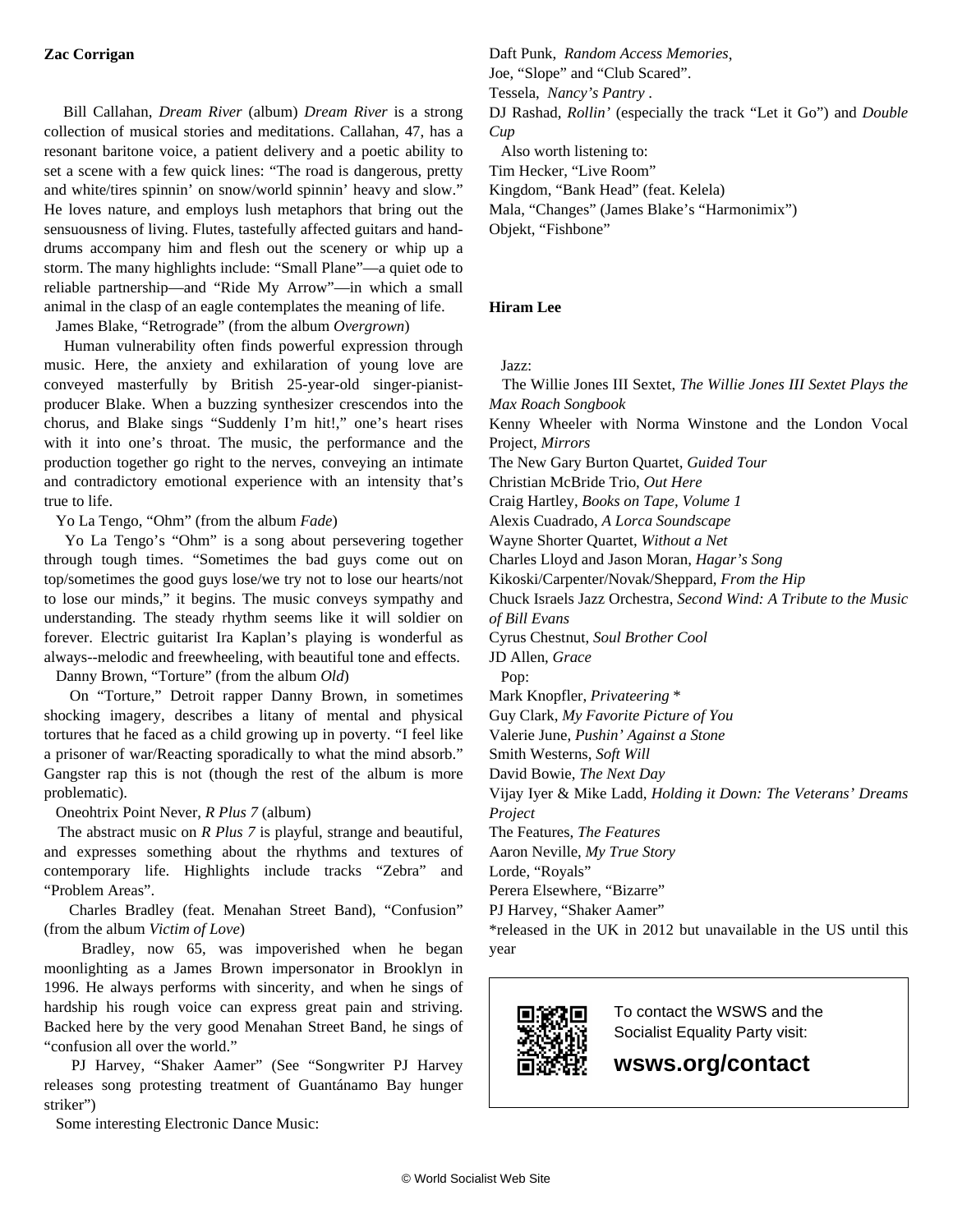**Zac Corrigan**

Bill Callahan, *Dream River* (album) *Dream River* is a strong collection of musical stories and meditations. Callahan, 47, has a resonant baritone voice, a patient delivery and a poetic ability to set a scene with a few quick lines: "The road is dangerous, pretty and white/tires spinnin' on snow/world spinnin' heavy and slow." He loves nature, and employs lush metaphors that bring out the sensuousness of living. Flutes, tastefully affected guitars and hand-drums accompany him and flesh out the scenery or whip up a storm. The many highlights include: "Small Plane"—a quiet ode to reliable partnership—and "Ride My Arrow"—in which a small animal in the clasp of an eagle contemplates the meaning of life.

James Blake, "Retrograde" (from the album *Overgrown*)

Human vulnerability often finds powerful expression through music. Here, the anxiety and exhilaration of young love are conveyed masterfully by British 25-year-old singer-pianist-producer Blake. When a buzzing synthesizer crescendos into the chorus, and Blake sings "Suddenly I'm hit!," one's heart rises with it into one's throat. The music, the performance and the production together go right to the nerves, conveying an intimate and contradictory emotional experience with an intensity that's true to life.

Yo La Tengo, "Ohm" (from the album *Fade*)

Yo La Tengo's "Ohm" is a song about persevering together through tough times. "Sometimes the bad guys come out on top/sometimes the good guys lose/we try not to lose our hearts/not to lose our minds," it begins. The music conveys sympathy and understanding. The steady rhythm seems like it will soldier on forever. Electric guitarist Ira Kaplan's playing is wonderful as always--melodic and freewheeling, with beautiful tone and effects.

Danny Brown, "Torture" (from the album *Old*)

On "Torture," Detroit rapper Danny Brown, in sometimes shocking imagery, describes a litany of mental and physical tortures that he faced as a child growing up in poverty. "I feel like a prisoner of war/Reacting sporadically to what the mind absorb." Gangster rap this is not (though the rest of the album is more problematic).

Oneohtrix Point Never, *R Plus 7* (album)

The abstract music on *R Plus 7* is playful, strange and beautiful, and expresses something about the rhythms and textures of contemporary life. Highlights include tracks "Zebra" and "Problem Areas".

Charles Bradley (feat. Menahan Street Band), "Confusion" (from the album *Victim of Love*)

Bradley, now 65, was impoverished when he began moonlighting as a James Brown impersonator in Brooklyn in 1996. He always performs with sincerity, and when he sings of hardship his rough voice can express great pain and striving. Backed here by the very good Menahan Street Band, he sings of "confusion all over the world."

PJ Harvey, "Shaker Aamer" (See "Songwriter PJ Harvey releases song protesting treatment of Guantánamo Bay hunger striker")

Some interesting Electronic Dance Music:

Daft Punk, *Random Access Memories*,
Joe, "Slope" and "Club Scared".
Tessela, *Nancy's Pantry* .
DJ Rashad, *Rollin'* (especially the track "Let it Go") and *Double Cup*

Also worth listening to:

Tim Hecker, "Live Room"
Kingdom, "Bank Head" (feat. Kelela)
Mala, "Changes" (James Blake's "Harmonimix")
Objekt, "Fishbone"

**Hiram Lee**

Jazz:

The Willie Jones III Sextet, *The Willie Jones III Sextet Plays the Max Roach Songbook*
Kenny Wheeler with Norma Winstone and the London Vocal Project, *Mirrors*
The New Gary Burton Quartet, *Guided Tour*
Christian McBride Trio, *Out Here*
Craig Hartley, *Books on Tape, Volume 1*
Alexis Cuadrado, *A Lorca Soundscape*
Wayne Shorter Quartet, *Without a Net*
Charles Lloyd and Jason Moran, *Hagar's Song*
Kikoski/Carpenter/Novak/Sheppard, *From the Hip*
Chuck Israels Jazz Orchestra, *Second Wind: A Tribute to the Music of Bill Evans*
Cyrus Chestnut, *Soul Brother Cool*
JD Allen, *Grace*

Pop:

Mark Knopfler, *Privateering* *
Guy Clark, *My Favorite Picture of You*
Valerie June, *Pushin' Against a Stone*
Smith Westerns, *Soft Will*
David Bowie, *The Next Day*
Vijay Iyer & Mike Ladd, *Holding it Down: The Veterans' Dreams Project*
The Features, *The Features*
Aaron Neville, *My True Story*
Lorde, "Royals"
Perera Elsewhere, "Bizarre"
PJ Harvey, "Shaker Aamer"

*released in the UK in 2012 but unavailable in the US until this year

To contact the WSWS and the Socialist Equality Party visit:

**wsws.org/contact**